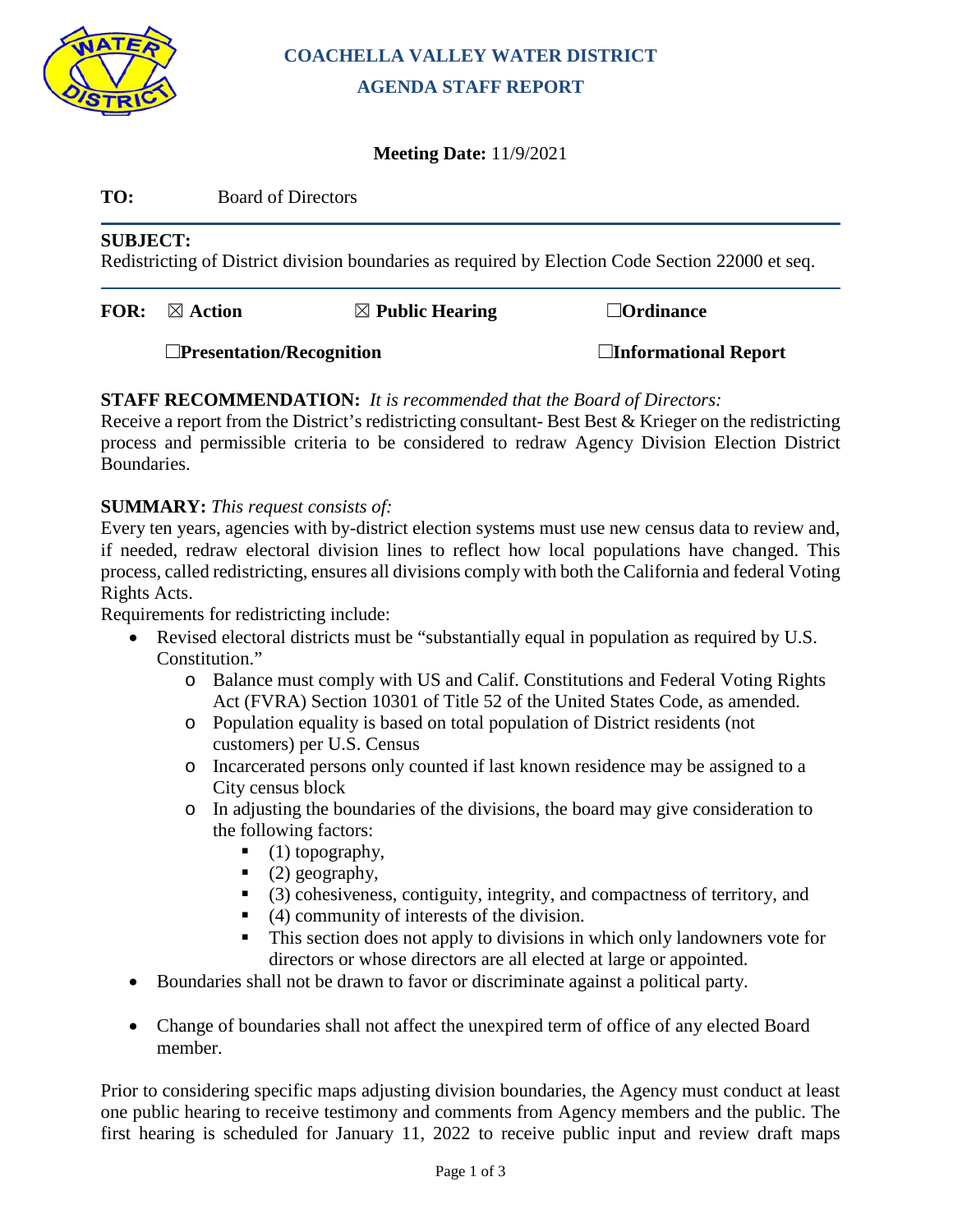# COACHELLA VALLEY WATER DISTRICT

## AGENDA STAFF REPORT

**Meeting Date:** 11/9/2021

**TO:** Board of Directors

**SUBJECT:**
Redistricting of District division boundaries as required by Election Code Section 22000 et seq.

**FOR:** ☒ **Action** ☒ **Public Hearing** ☐**Ordinance**

☐**Presentation/Recognition** ☐**Informational Report**

**STAFF RECOMMENDATION:** *It is recommended that the Board of Directors:*
Receive a report from the District's redistricting consultant- Best Best & Krieger on the redistricting process and permissible criteria to be considered to redraw Agency Division Election District Boundaries.

**SUMMARY:** *This request consists of:*
Every ten years, agencies with by-district election systems must use new census data to review and, if needed, redraw electoral division lines to reflect how local populations have changed. This process, called redistricting, ensures all divisions comply with both the California and federal Voting Rights Acts.
Requirements for redistricting include:

- Revised electoral districts must be "substantially equal in population as required by U.S. Constitution."
  - Balance must comply with US and Calif. Constitutions and Federal Voting Rights Act (FVRA) Section 10301 of Title 52 of the United States Code, as amended.
  - Population equality is based on total population of District residents (not customers) per U.S. Census
  - Incarcerated persons only counted if last known residence may be assigned to a City census block
  - In adjusting the boundaries of the divisions, the board may give consideration to the following factors:
    - (1) topography,
    - (2) geography,
    - (3) cohesiveness, contiguity, integrity, and compactness of territory, and
    - (4) community of interests of the division.
    - This section does not apply to divisions in which only landowners vote for directors or whose directors are all elected at large or appointed.
- Boundaries shall not be drawn to favor or discriminate against a political party.
- Change of boundaries shall not affect the unexpired term of office of any elected Board member.

Prior to considering specific maps adjusting division boundaries, the Agency must conduct at least one public hearing to receive testimony and comments from Agency members and the public. The first hearing is scheduled for January 11, 2022 to receive public input and review draft maps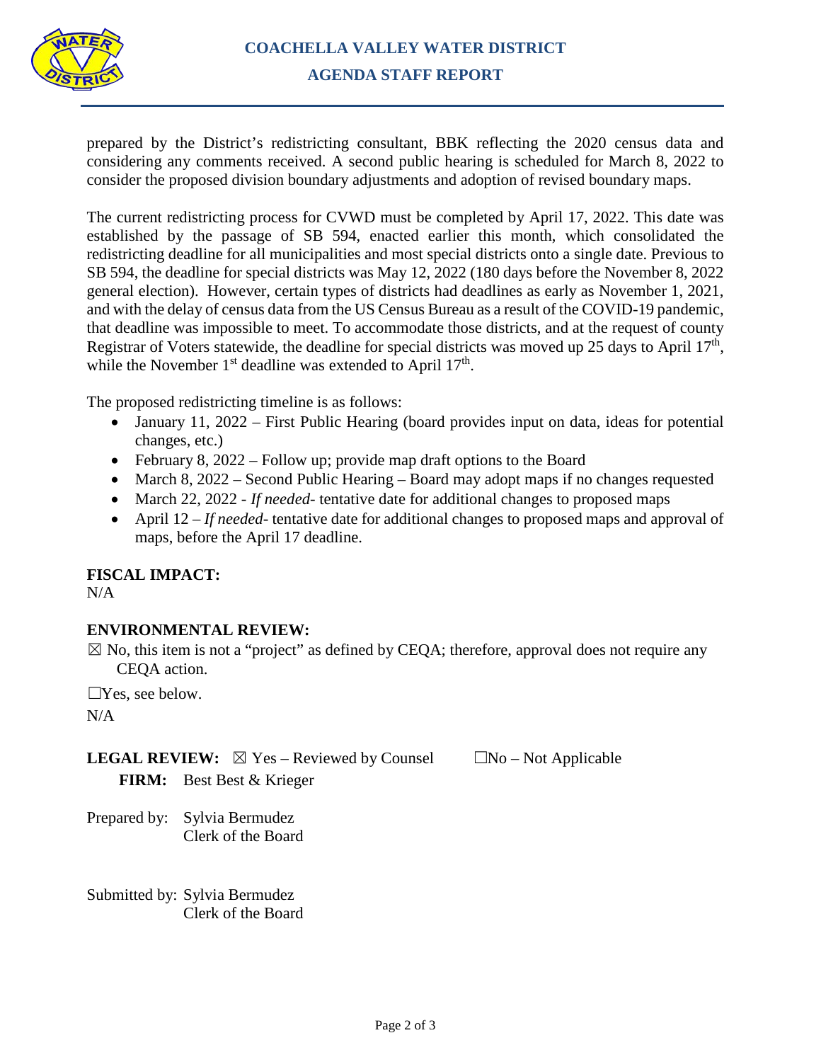prepared by the District's redistricting consultant, BBK reflecting the 2020 census data and considering any comments received. A second public hearing is scheduled for March 8, 2022 to consider the proposed division boundary adjustments and adoption of revised boundary maps.

The current redistricting process for CVWD must be completed by April 17, 2022. This date was established by the passage of SB 594, enacted earlier this month, which consolidated the redistricting deadline for all municipalities and most special districts onto a single date. Previous to SB 594, the deadline for special districts was May 12, 2022 (180 days before the November 8, 2022 general election). However, certain types of districts had deadlines as early as November 1, 2021, and with the delay of census data from the US Census Bureau as a result of the COVID-19 pandemic, that deadline was impossible to meet. To accommodate those districts, and at the request of county Registrar of Voters statewide, the deadline for special districts was moved up 25 days to April 17th, while the November 1st deadline was extended to April 17th.

The proposed redistricting timeline is as follows:

- January 11, 2022 – First Public Hearing (board provides input on data, ideas for potential changes, etc.)
- February 8, 2022 – Follow up; provide map draft options to the Board
- March 8, 2022 – Second Public Hearing – Board may adopt maps if no changes requested
- March 22, 2022 - *If needed*- tentative date for additional changes to proposed maps
- April 12 – *If needed*- tentative date for additional changes to proposed maps and approval of maps, before the April 17 deadline.

**FISCAL IMPACT:**

N/A

**ENVIRONMENTAL REVIEW:**

☒ No, this item is not a "project" as defined by CEQA; therefore, approval does not require any CEQA action.

☐Yes, see below.

N/A

**LEGAL REVIEW:** ☒ Yes – Reviewed by Counsel ☐No – Not Applicable

**FIRM:** Best Best & Krieger

Prepared by: Sylvia Bermudez
Clerk of the Board

Submitted by: Sylvia Bermudez
Clerk of the Board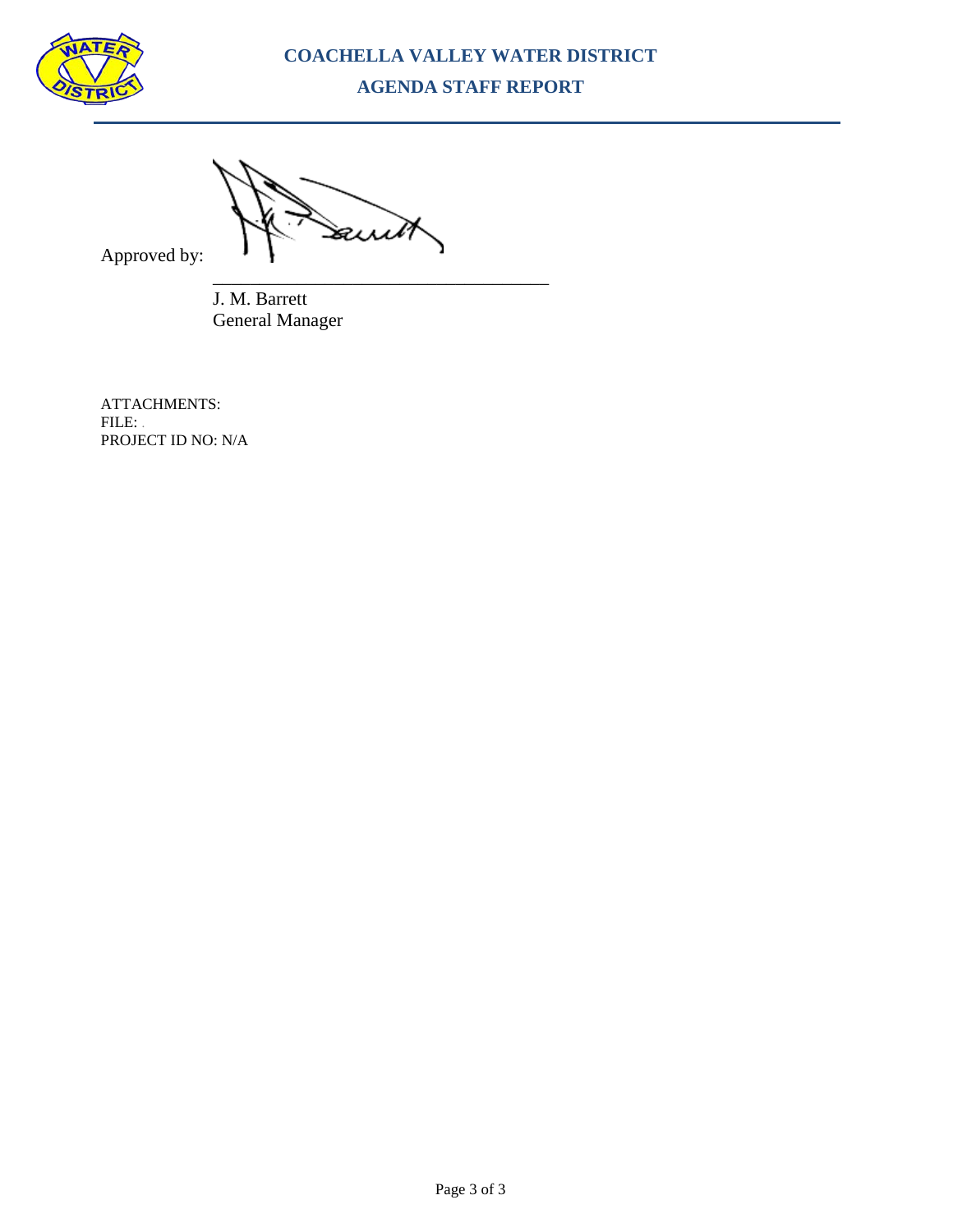Approved by:

\_\_\_\_\_\_\_\_\_\_\_\_\_\_\_\_\_\_\_\_\_\_\_\_\_\_\_\_\_\_\_\_\_\_\_

J. M. Barrett
General Manager

ATTACHMENTS:
FILE: .
PROJECT ID NO: N/A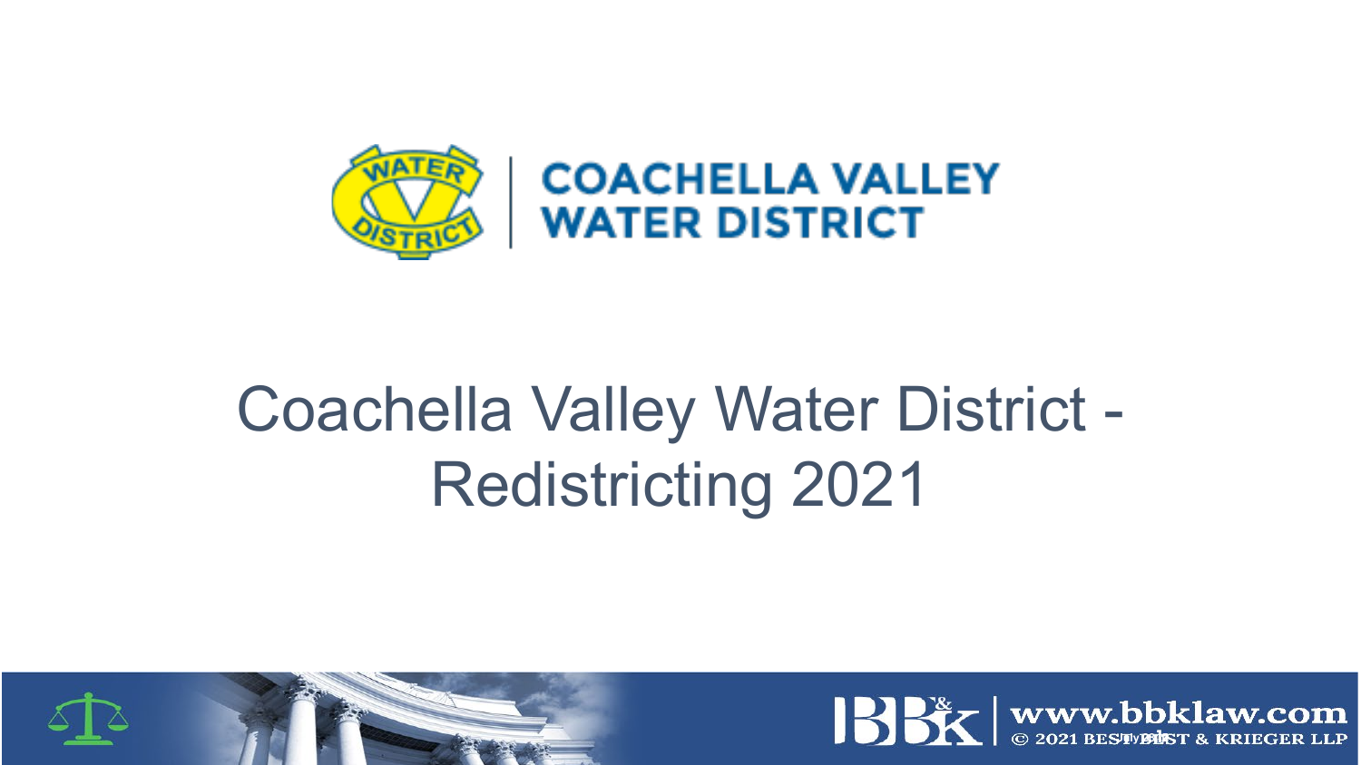COACHELLA VALLEY WATER DISTRICT

# Coachella Valley Water District - Redistricting 2021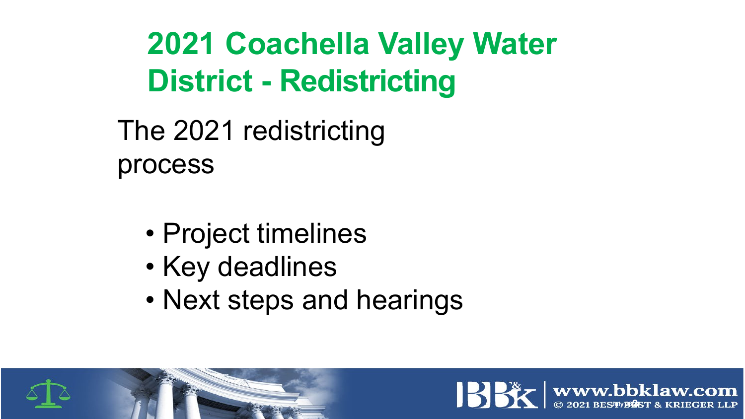# 2021 Coachella Valley Water District - Redistricting

The 2021 redistricting process

- Project timelines
- Key deadlines
- Next steps and hearings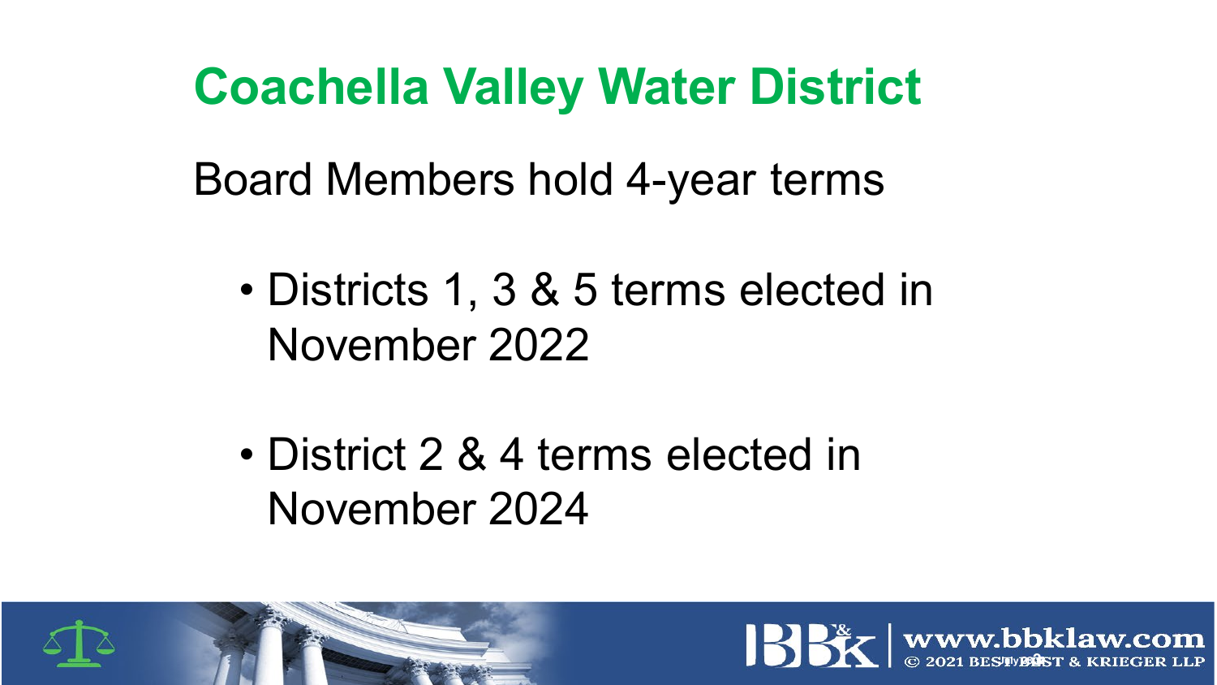# Coachella Valley Water District

Board Members hold 4-year terms

- Districts 1, 3 & 5 terms elected in November 2022

- District 2 & 4 terms elected in November 2024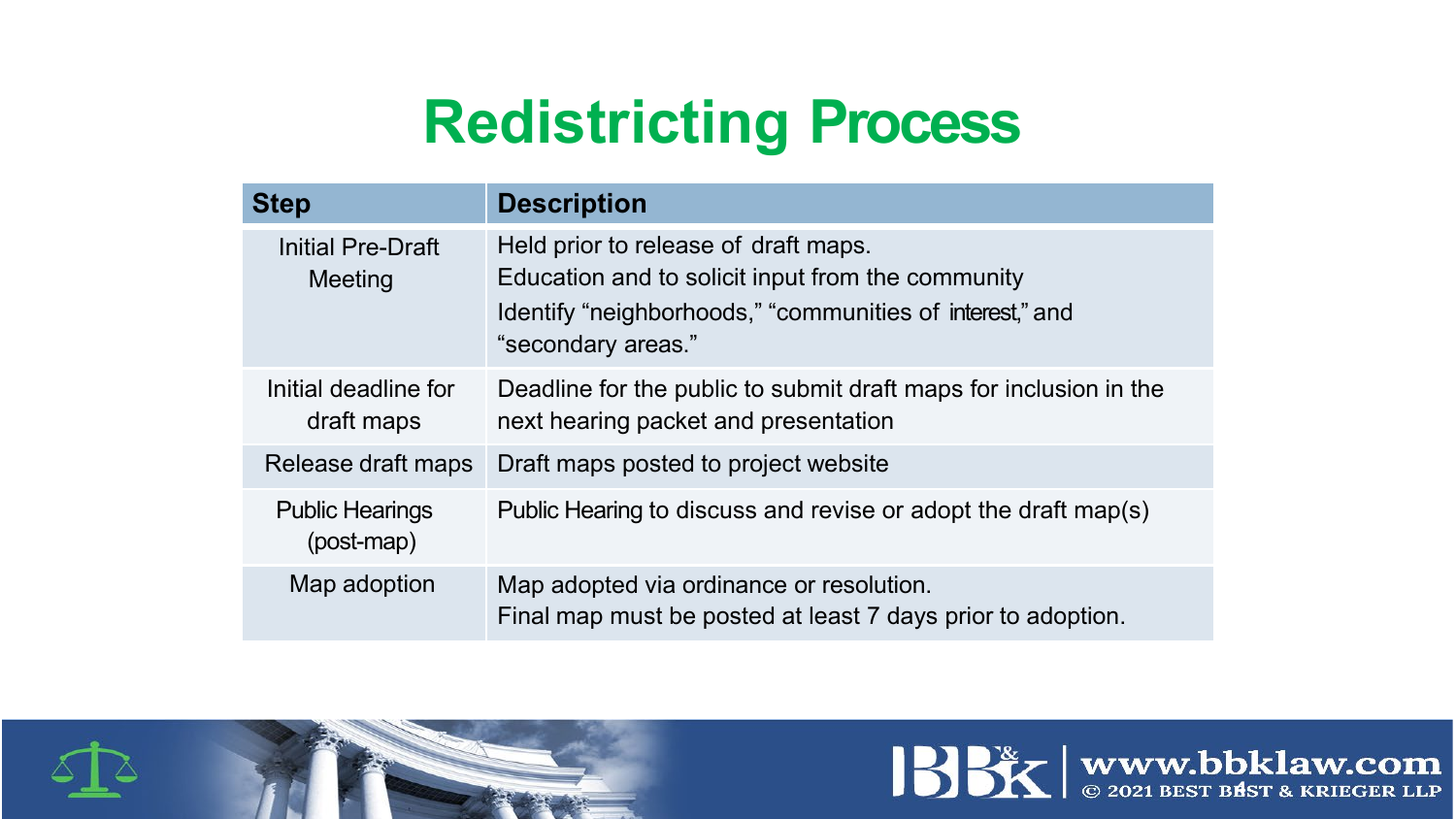# Redistricting Process

| Step | Description |
|---|---|
| Initial Pre-Draft Meeting | Held prior to release of draft maps.<br>Education and to solicit input from the community<br>Identify "neighborhoods," "communities of interest," and "secondary areas." |
| Initial deadline for draft maps | Deadline for the public to submit draft maps for inclusion in the next hearing packet and presentation |
| Release draft maps | Draft maps posted to project website |
| Public Hearings (post-map) | Public Hearing to discuss and revise or adopt the draft map(s) |
| Map adoption | Map adopted via ordinance or resolution.<br>Final map must be posted at least 7 days prior to adoption. |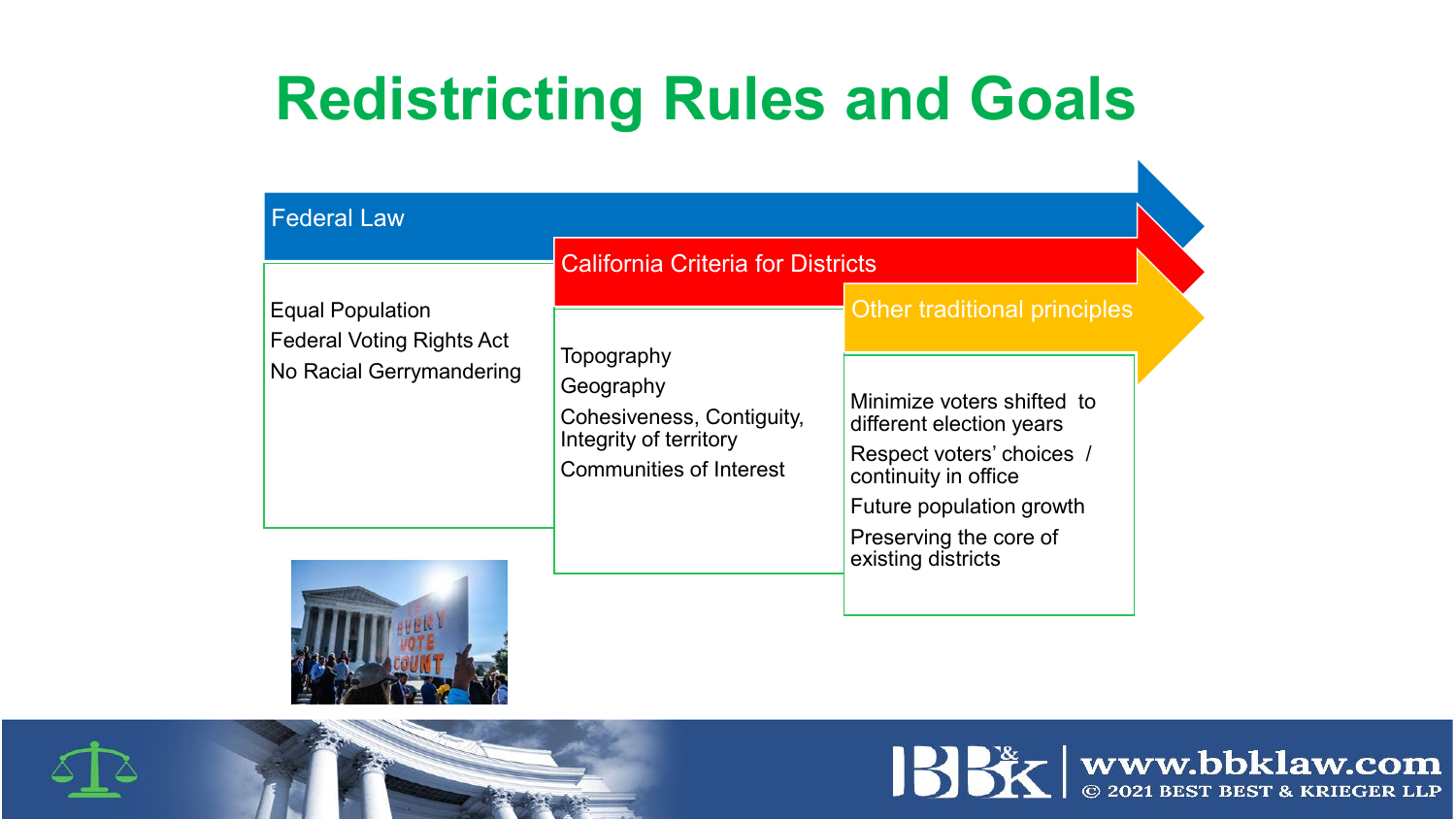# Redistricting Rules and Goals

## Federal Law

- Equal Population
- Federal Voting Rights Act
- No Racial Gerrymandering

## California Criteria for Districts

- Topography
- Geography
- Cohesiveness, Contiguity, Integrity of territory
- Communities of Interest

## Other traditional principles

- Minimize voters shifted to different election years
- Respect voters' choices / continuity in office
- Future population growth
- Preserving the core of existing districts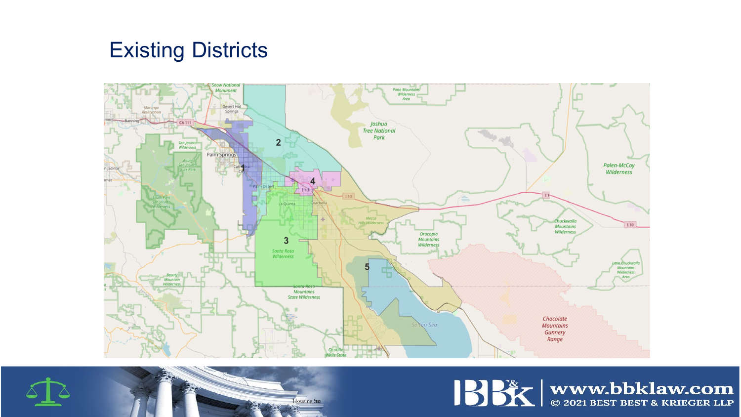# Existing Districts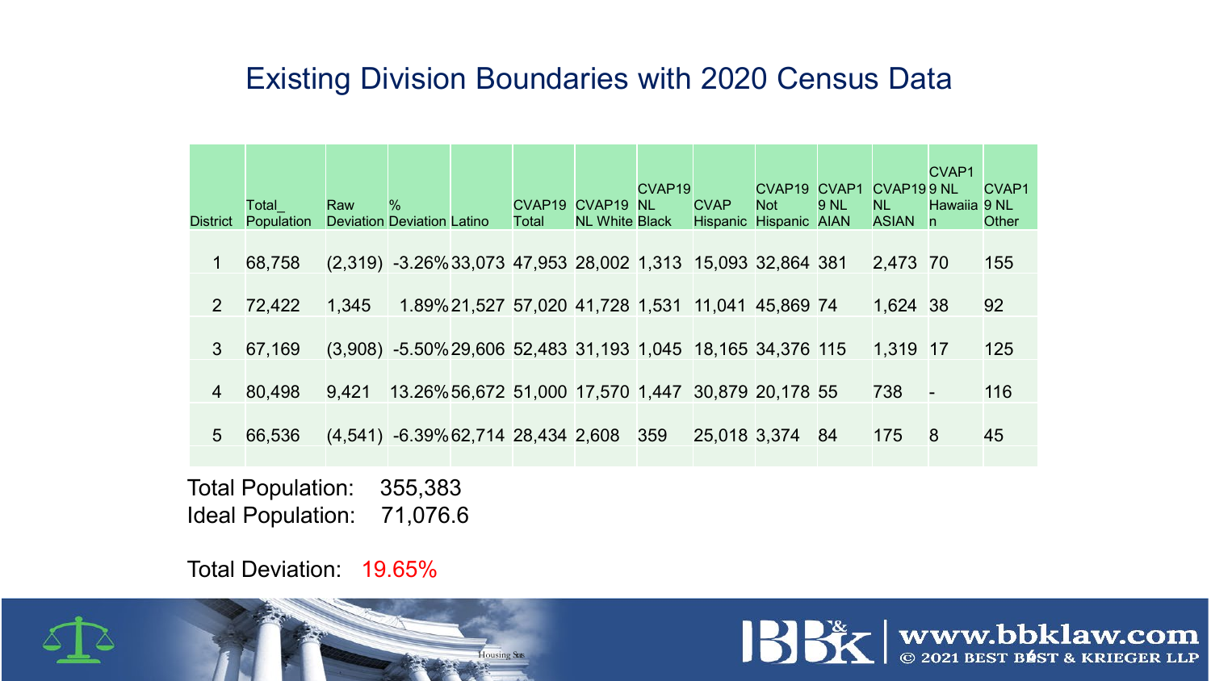# Existing Division Boundaries with 2020 Census Data

| District | Total_ Population | Raw Deviation | % Deviation | Latino | CVAP19 Total | CVAP19 NL White | CVAP19 NL Black | CVAP Hispanic | CVAP19 Not Hispanic | CVAP19 NL AIAN | CVAP19 NL ASIAN | CVAP19 NL Hawaiian | CVAP19 NL Other |
|---|---|---|---|---|---|---|---|---|---|---|---|---|---|
| 1 | 68,758 | (2,319) | -3.26% | 33,073 | 47,953 | 28,002 | 1,313 | 15,093 | 32,864 | 381 | 2,473 | 70 | 155 |
| 2 | 72,422 | 1,345 | 1.89% | 21,527 | 57,020 | 41,728 | 1,531 | 11,041 | 45,869 | 74 | 1,624 | 38 | 92 |
| 3 | 67,169 | (3,908) | -5.50% | 29,606 | 52,483 | 31,193 | 1,045 | 18,165 | 34,376 | 115 | 1,319 | 17 | 125 |
| 4 | 80,498 | 9,421 | 13.26% | 56,672 | 51,000 | 17,570 | 1,447 | 30,879 | 20,178 | 55 | 738 | - | 116 |
| 5 | 66,536 | (4,541) | -6.39% | 62,714 | 28,434 | 2,608 | 359 | 25,018 | 3,374 | 84 | 175 | 8 | 45 |

Total Population: 355,383

Ideal Population: 71,076.6

Total Deviation: 19.65%

www.bbklaw.com
© 2021 BEST BEST & KRIEGER LLP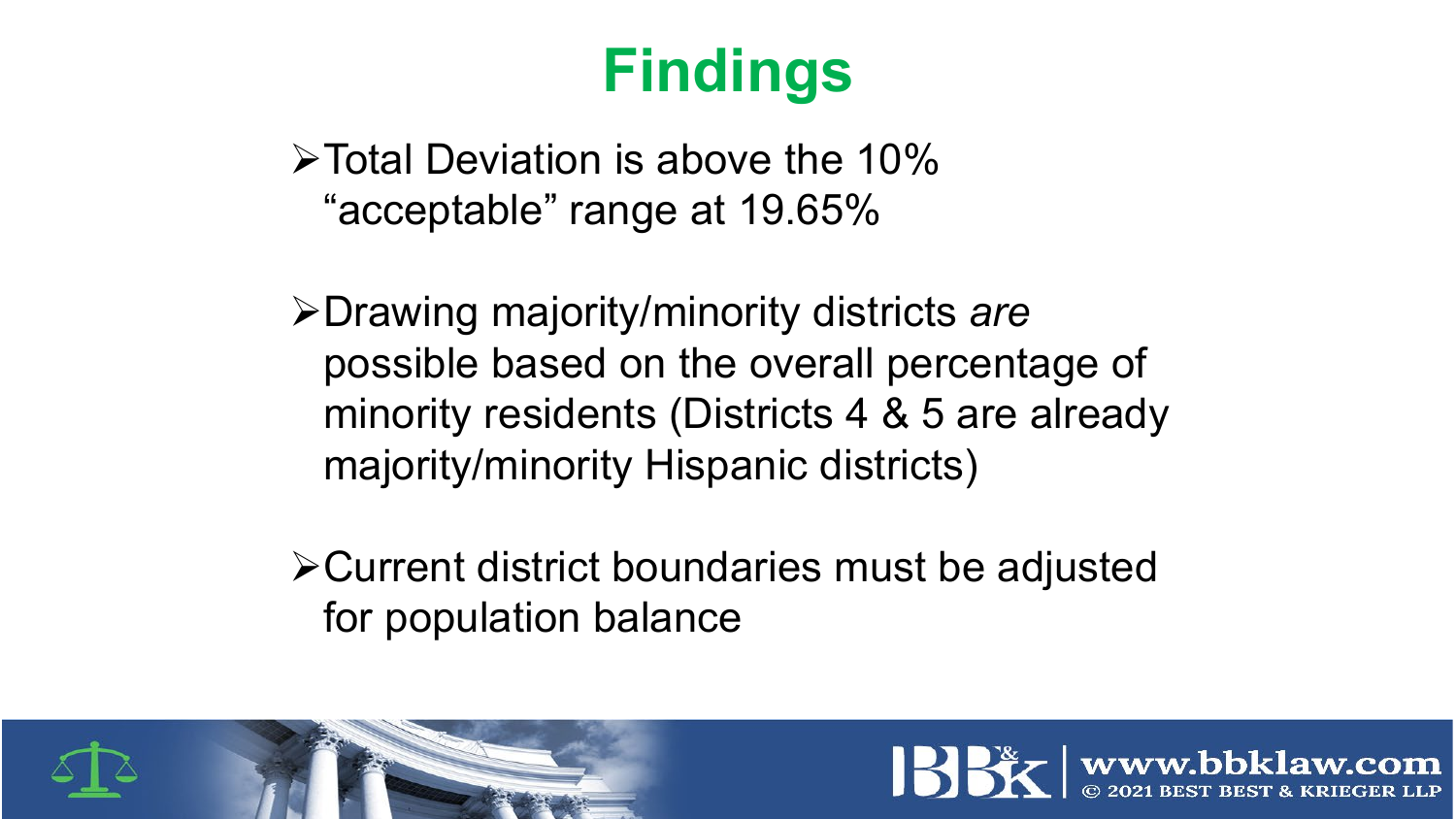# Findings

- Total Deviation is above the 10% "acceptable" range at 19.65%
- Drawing majority/minority districts *are* possible based on the overall percentage of minority residents (Districts 4 & 5 are already majority/minority Hispanic districts)
- Current district boundaries must be adjusted for population balance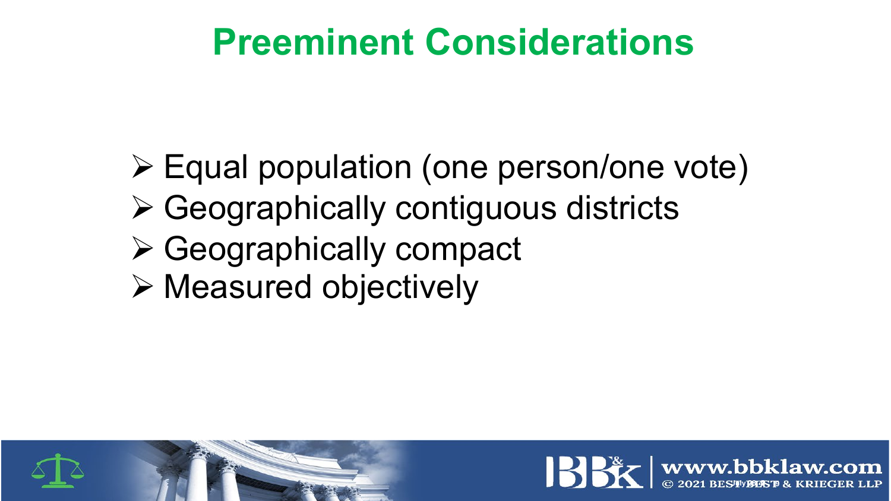# Preeminent Considerations

- Equal population (one person/one vote)
- Geographically contiguous districts
- Geographically compact
- Measured objectively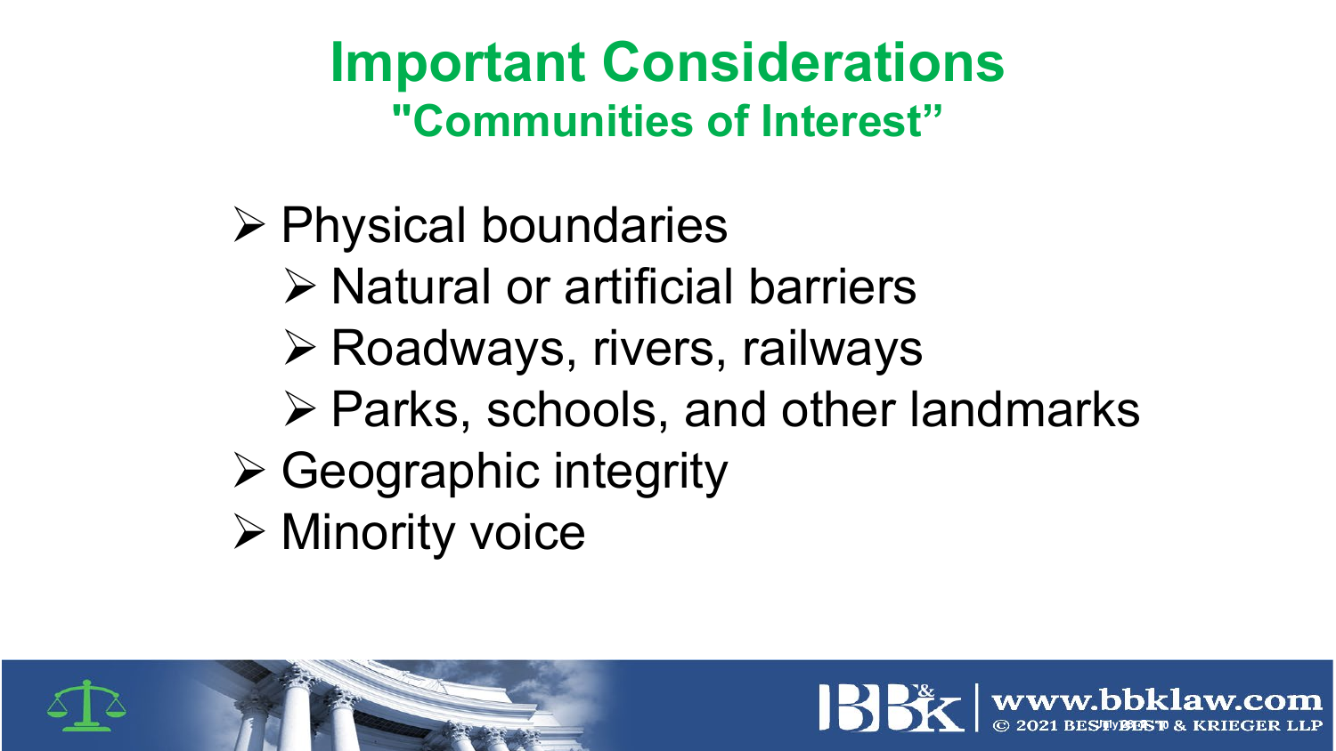# Important Considerations

## "Communities of Interest"

- Physical boundaries
  - Natural or artificial barriers
  - Roadways, rivers, railways
  - Parks, schools, and other landmarks
- Geographic integrity
- Minority voice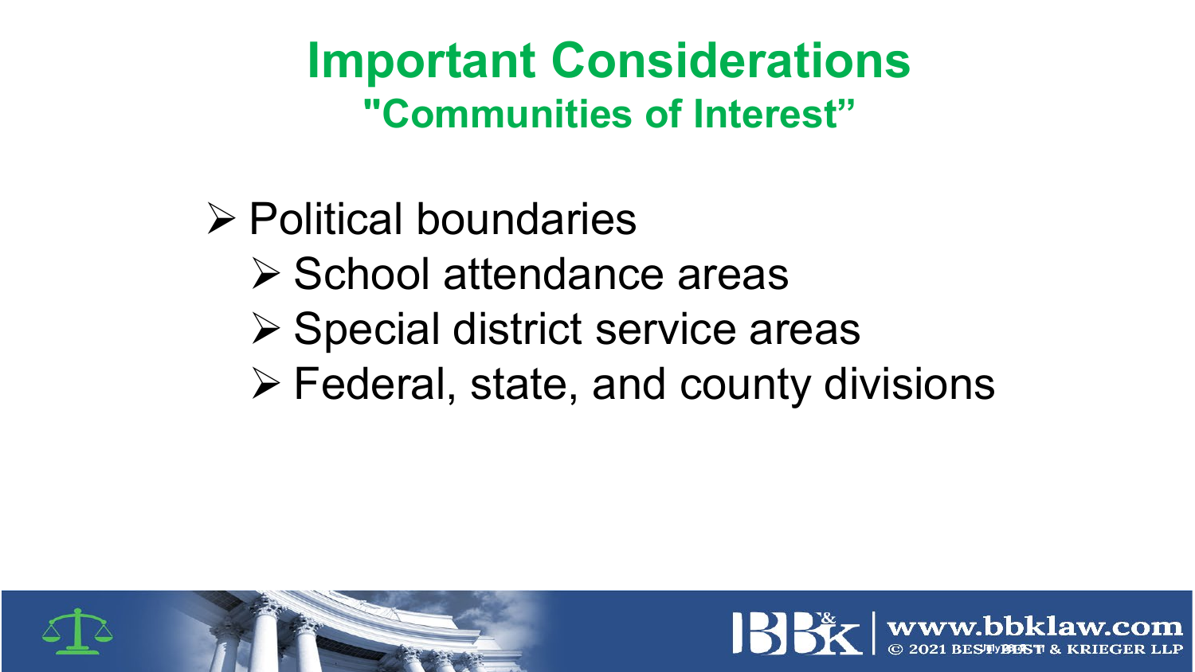# Important Considerations

## "Communities of Interest"

- Political boundaries
  - School attendance areas
  - Special district service areas
  - Federal, state, and county divisions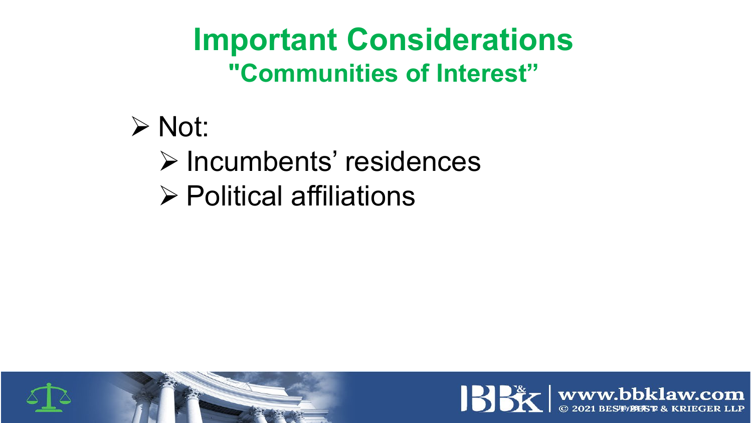# Important Considerations

## "Communities of Interest"

- Not:
  - Incumbents' residences
  - Political affiliations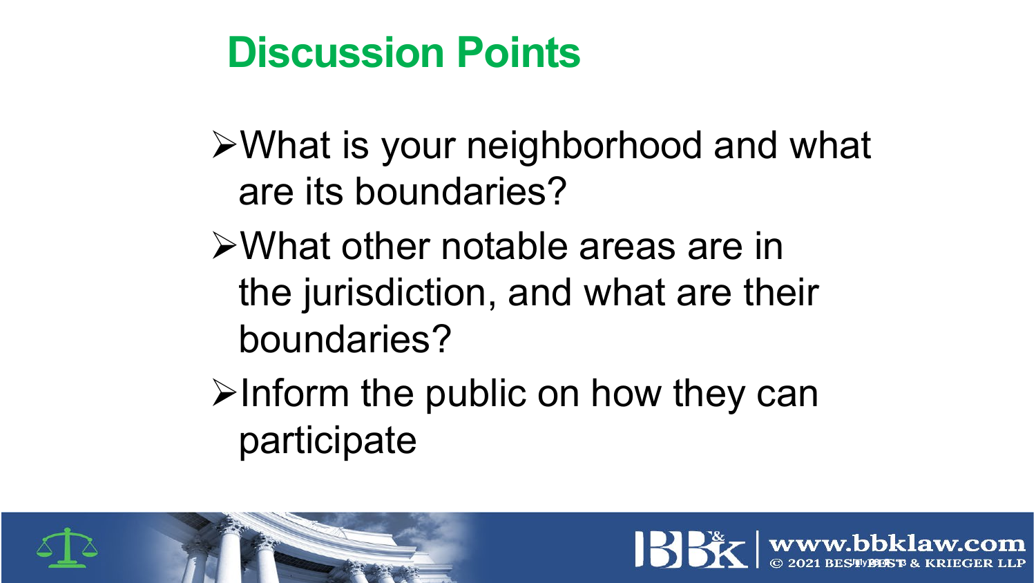# Discussion Points

- What is your neighborhood and what are its boundaries?
- What other notable areas are in the jurisdiction, and what are their boundaries?
- Inform the public on how they can participate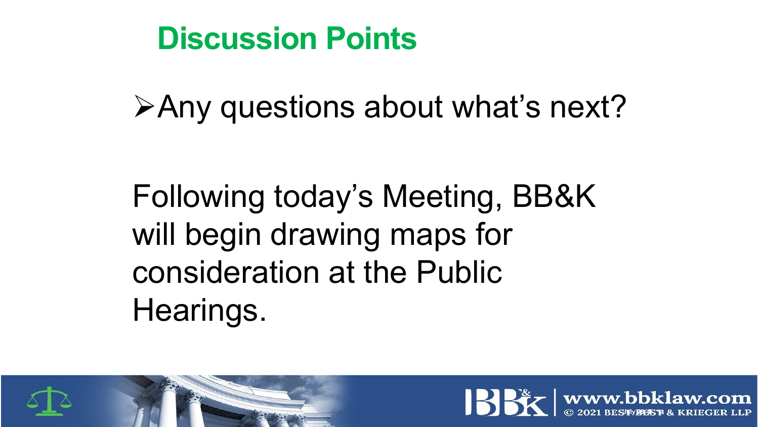## Discussion Points

- Any questions about what's next?

Following today's Meeting, BB&K will begin drawing maps for consideration at the Public Hearings.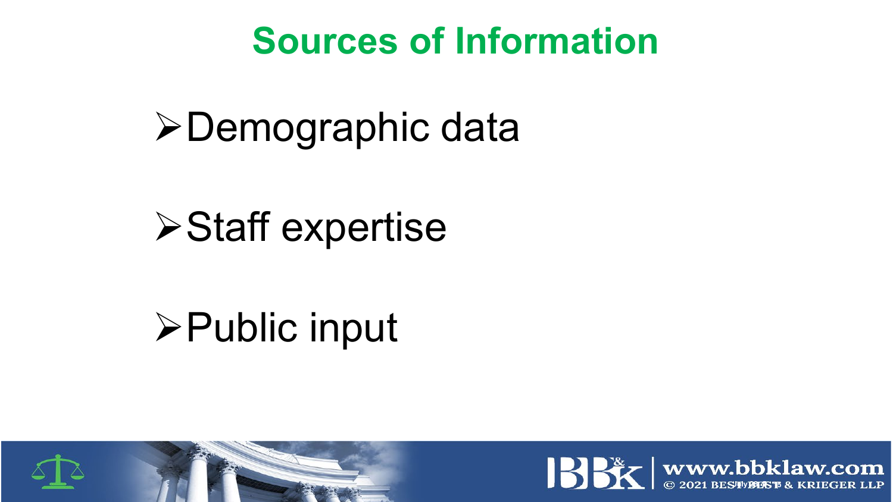# Sources of Information

- Demographic data
- Staff expertise
- Public input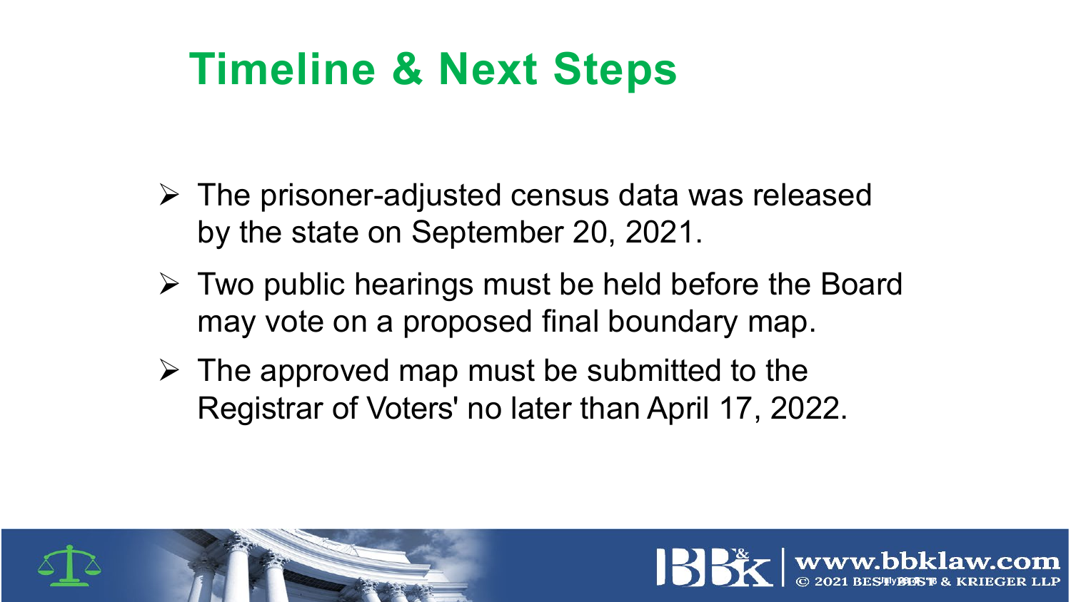# Timeline & Next Steps

- The prisoner-adjusted census data was released by the state on September 20, 2021.
- Two public hearings must be held before the Board may vote on a proposed final boundary map.
- The approved map must be submitted to the Registrar of Voters' no later than April 17, 2022.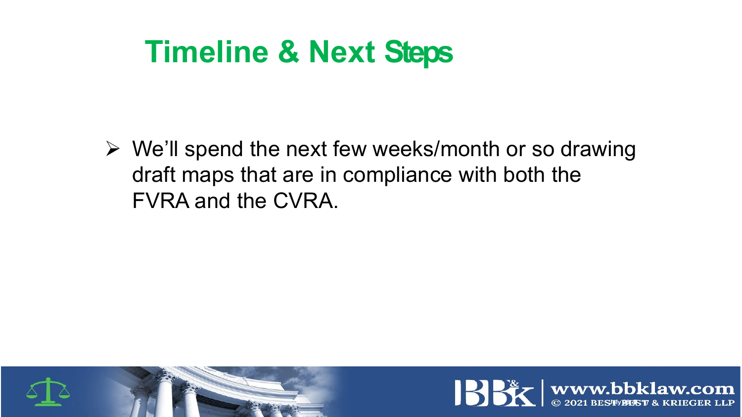# Timeline & Next Steps

- We'll spend the next few weeks/month or so drawing draft maps that are in compliance with both the FVRA and the CVRA.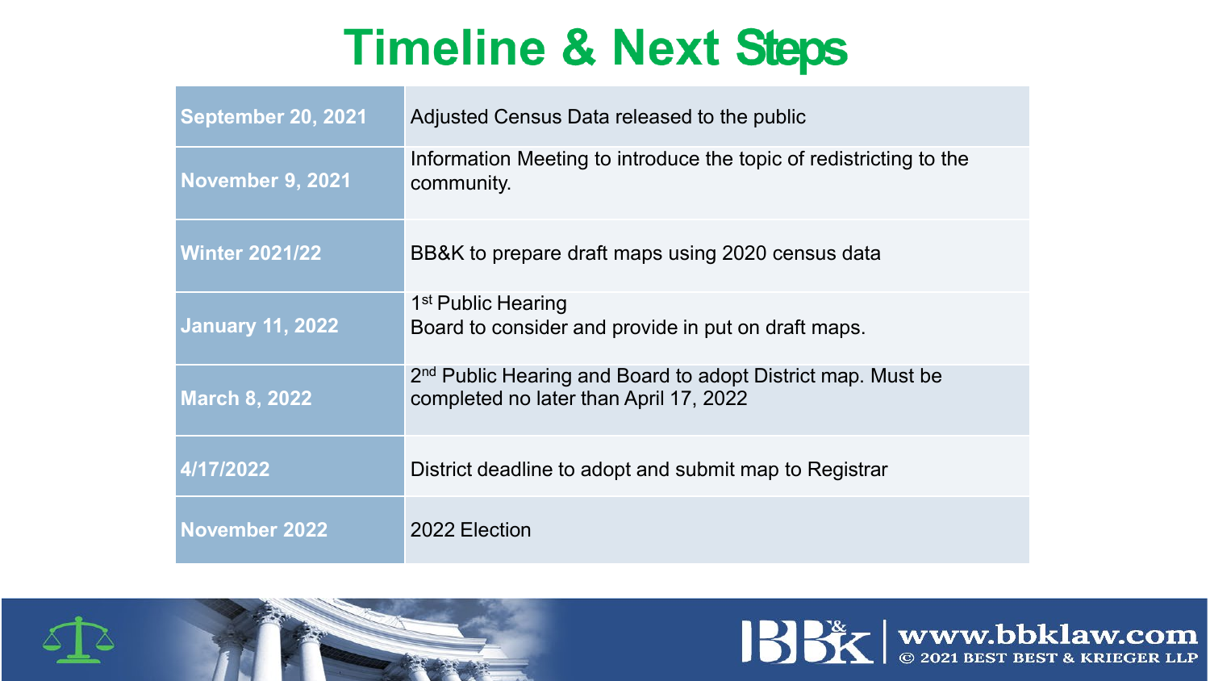# Timeline & Next Steps

| | |
|---|---|
| **September 20, 2021** | Adjusted Census Data released to the public |
| **November 9, 2021** | Information Meeting to introduce the topic of redistricting to the community. |
| **Winter 2021/22** | BB&K to prepare draft maps using 2020 census data |
| **January 11, 2022** | 1st Public Hearing<br>Board to consider and provide in put on draft maps. |
| **March 8, 2022** | 2nd Public Hearing and Board to adopt District map. Must be completed no later than April 17, 2022 |
| **4/17/2022** | District deadline to adopt and submit map to Registrar |
| **November 2022** | 2022 Election |